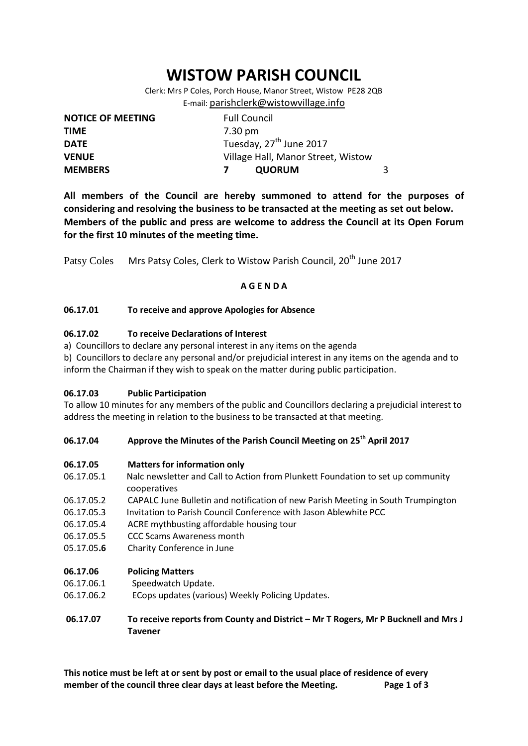# WISTOW PARISH COUNCIL

Clerk: Mrs P Coles, Porch House, Manor Street, Wistow PE28 2QB
E-mail: parishclerk@wistowvillage.info

| | | | |
|---|---|---|---|
| **NOTICE OF MEETING** | Full Council | | |
| **TIME** | 7.30 pm | | |
| **DATE** | Tuesday, 27th June 2017 | | |
| **VENUE** | Village Hall, Manor Street, Wistow | | |
| **MEMBERS** | **7** | **QUORUM** | 3 |

**All members of the Council are hereby summoned to attend for the purposes of considering and resolving the business to be transacted at the meeting as set out below. Members of the public and press are welcome to address the Council at its Open Forum for the first 10 minutes of the meeting time.**

Patsy Coles     Mrs Patsy Coles, Clerk to Wistow Parish Council, 20th June 2017

**A G E N D A**

**06.17.01 To receive and approve Apologies for Absence**

**06.17.02 To receive Declarations of Interest**

a) Councillors to declare any personal interest in any items on the agenda

b) Councillors to declare any personal and/or prejudicial interest in any items on the agenda and to inform the Chairman if they wish to speak on the matter during public participation.

**06.17.03 Public Participation**

To allow 10 minutes for any members of the public and Councillors declaring a prejudicial interest to address the meeting in relation to the business to be transacted at that meeting.

**06.17.04 Approve the Minutes of the Parish Council Meeting on 25th April 2017**

**06.17.05 Matters for information only**

- 06.17.05.1 Nalc newsletter and Call to Action from Plunkett Foundation to set up community cooperatives
- 06.17.05.2 CAPALC June Bulletin and notification of new Parish Meeting in South Trumpington
- 06.17.05.3 Invitation to Parish Council Conference with Jason Ablewhite PCC
- 06.17.05.4 ACRE mythbusting affordable housing tour
- 06.17.05.5 CCC Scams Awareness month
- 05.17.05.**6** Charity Conference in June

**06.17.06 Policing Matters**

- 06.17.06.1 Speedwatch Update.
- 06.17.06.2 ECops updates (various) Weekly Policing Updates.

**06.17.07 To receive reports from County and District – Mr T Rogers, Mr P Bucknell and Mrs J Tavener**

**This notice must be left at or sent by post or email to the usual place of residence of every member of the council three clear days at least before the Meeting.**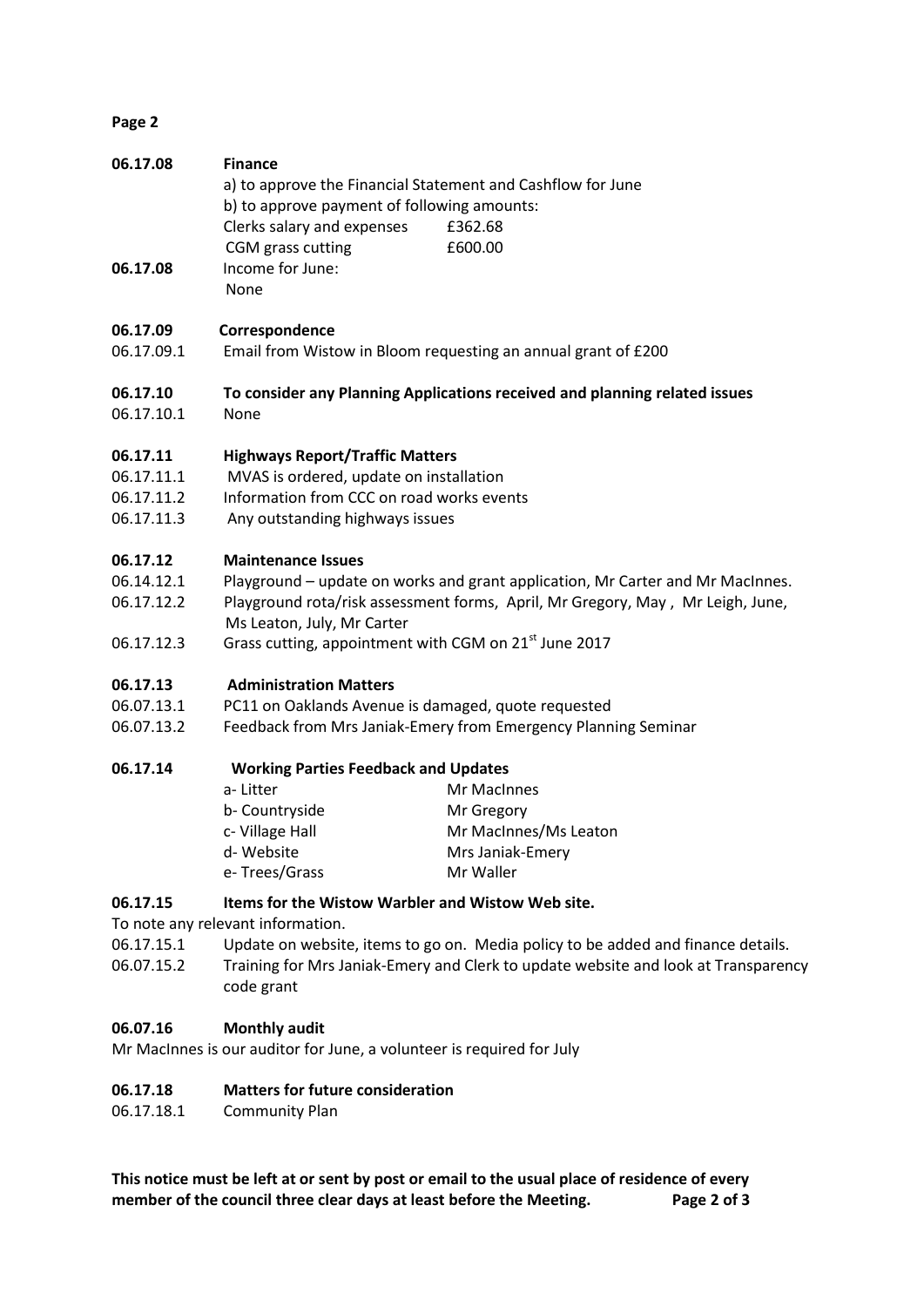**06.17.08 Finance**

a) to approve the Financial Statement and Cashflow for June

b) to approve payment of following amounts:

| | |
|---|---|
| Clerks salary and expenses | £362.68 |
| CGM grass cutting | £600.00 |

**06.17.08** Income for June:

None

**06.17.09 Correspondence**

06.17.09.1 Email from Wistow in Bloom requesting an annual grant of £200

**06.17.10 To consider any Planning Applications received and planning related issues**

06.17.10.1 None

**06.17.11 Highways Report/Traffic Matters**

06.17.11.1 MVAS is ordered, update on installation

06.17.11.2 Information from CCC on road works events

06.17.11.3 Any outstanding highways issues

**06.17.12 Maintenance Issues**

06.14.12.1 Playground – update on works and grant application, Mr Carter and Mr MacInnes.

06.17.12.2 Playground rota/risk assessment forms, April, Mr Gregory, May , Mr Leigh, June, Ms Leaton, July, Mr Carter

06.17.12.3 Grass cutting, appointment with CGM on 21st June 2017

**06.17.13 Administration Matters**

06.07.13.1 PC11 on Oaklands Avenue is damaged, quote requested

06.07.13.2 Feedback from Mrs Janiak-Emery from Emergency Planning Seminar

**06.17.14 Working Parties Feedback and Updates**

| | |
|---|---|
| a- Litter | Mr MacInnes |
| b- Countryside | Mr Gregory |
| c- Village Hall | Mr MacInnes/Ms Leaton |
| d- Website | Mrs Janiak-Emery |
| e- Trees/Grass | Mr Waller |

**06.17.15 Items for the Wistow Warbler and Wistow Web site.**

To note any relevant information.

06.17.15.1 Update on website, items to go on. Media policy to be added and finance details.

06.07.15.2 Training for Mrs Janiak-Emery and Clerk to update website and look at Transparency code grant

**06.07.16 Monthly audit**

Mr MacInnes is our auditor for June, a volunteer is required for July

**06.17.18 Matters for future consideration**

06.17.18.1 Community Plan

**This notice must be left at or sent by post or email to the usual place of residence of every member of the council three clear days at least before the Meeting.**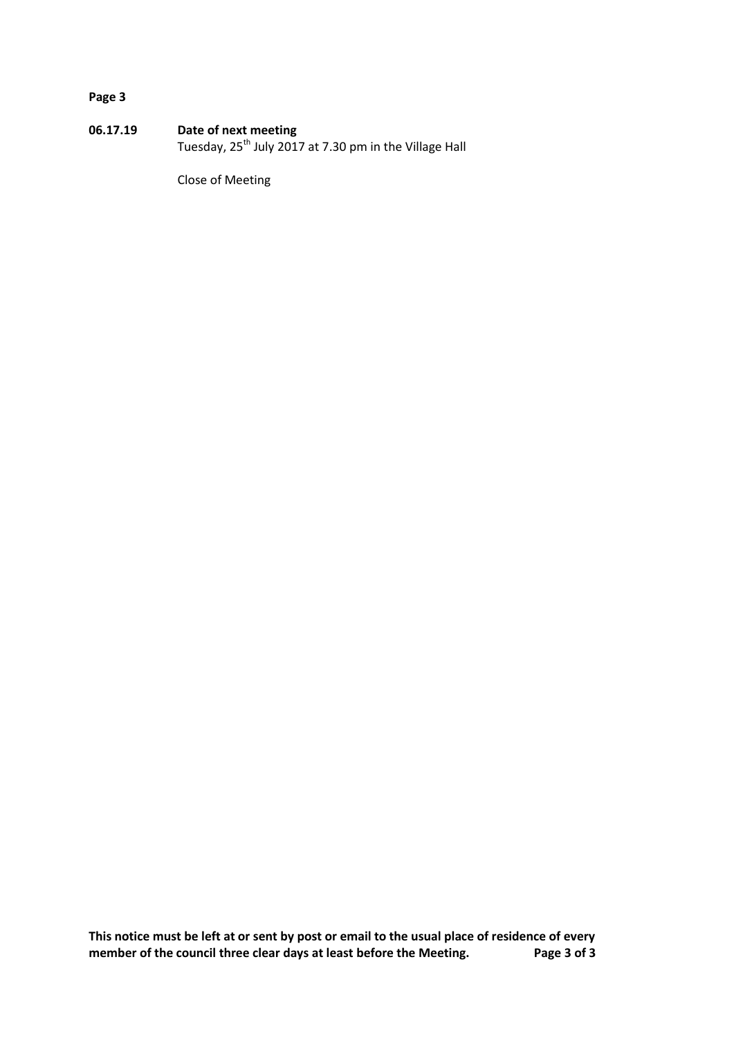**06.17.19 Date of next meeting**

Tuesday, 25th July 2017 at 7.30 pm in the Village Hall

Close of Meeting

**This notice must be left at or sent by post or email to the usual place of residence of every member of the council three clear days at least before the Meeting.**